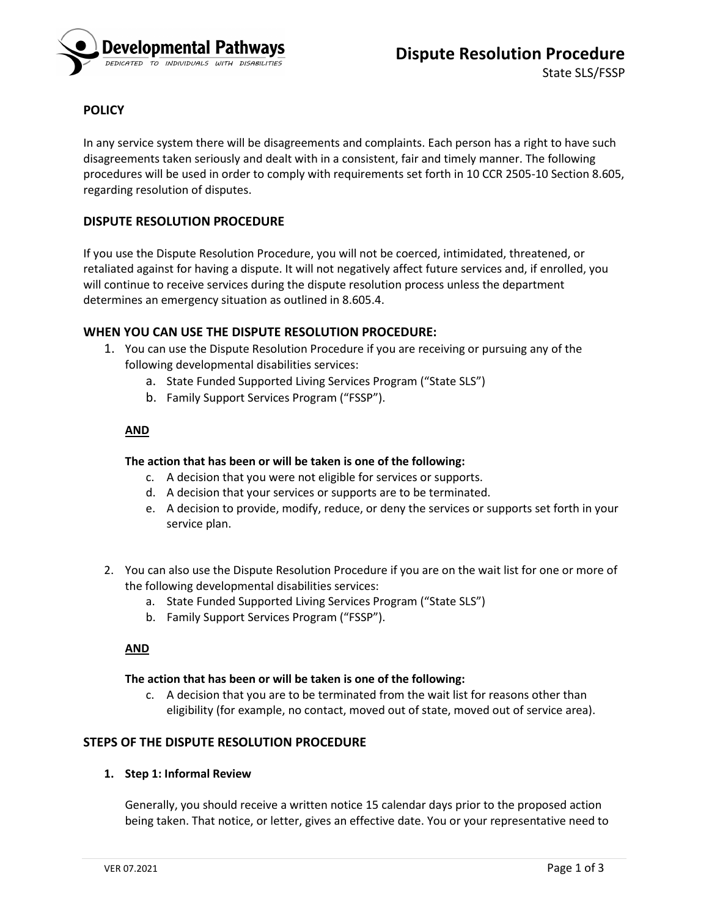# Dispute Resolution Procedure

State SLS/FSSP

## POLICY

In any service system there will be disagreements and complaints. Each person has a right to have such disagreements taken seriously and dealt with in a consistent, fair and timely manner. The following procedures will be used in order to comply with requirements set forth in 10 CCR 2505-10 Section 8.605, regarding resolution of disputes.

## DISPUTE RESOLUTION PROCEDURE

If you use the Dispute Resolution Procedure, you will not be coerced, intimidated, threatened, or retaliated against for having a dispute. It will not negatively affect future services and, if enrolled, you will continue to receive services during the dispute resolution process unless the department determines an emergency situation as outlined in 8.605.4.

## WHEN YOU CAN USE THE DISPUTE RESOLUTION PROCEDURE:

1. You can use the Dispute Resolution Procedure if you are receiving or pursuing any of the following developmental disabilities services:
   a. State Funded Supported Living Services Program ("State SLS")
   b. Family Support Services Program ("FSSP").

   **AND**

   **The action that has been or will be taken is one of the following:**
   c. A decision that you were not eligible for services or supports.
   d. A decision that your services or supports are to be terminated.
   e. A decision to provide, modify, reduce, or deny the services or supports set forth in your service plan.

2. You can also use the Dispute Resolution Procedure if you are on the wait list for one or more of the following developmental disabilities services:
   a. State Funded Supported Living Services Program ("State SLS")
   b. Family Support Services Program ("FSSP").

   **AND**

   **The action that has been or will be taken is one of the following:**
   c. A decision that you are to be terminated from the wait list for reasons other than eligibility (for example, no contact, moved out of state, moved out of service area).

## STEPS OF THE DISPUTE RESOLUTION PROCEDURE

1. **Step 1: Informal Review**

   Generally, you should receive a written notice 15 calendar days prior to the proposed action being taken. That notice, or letter, gives an effective date. You or your representative need to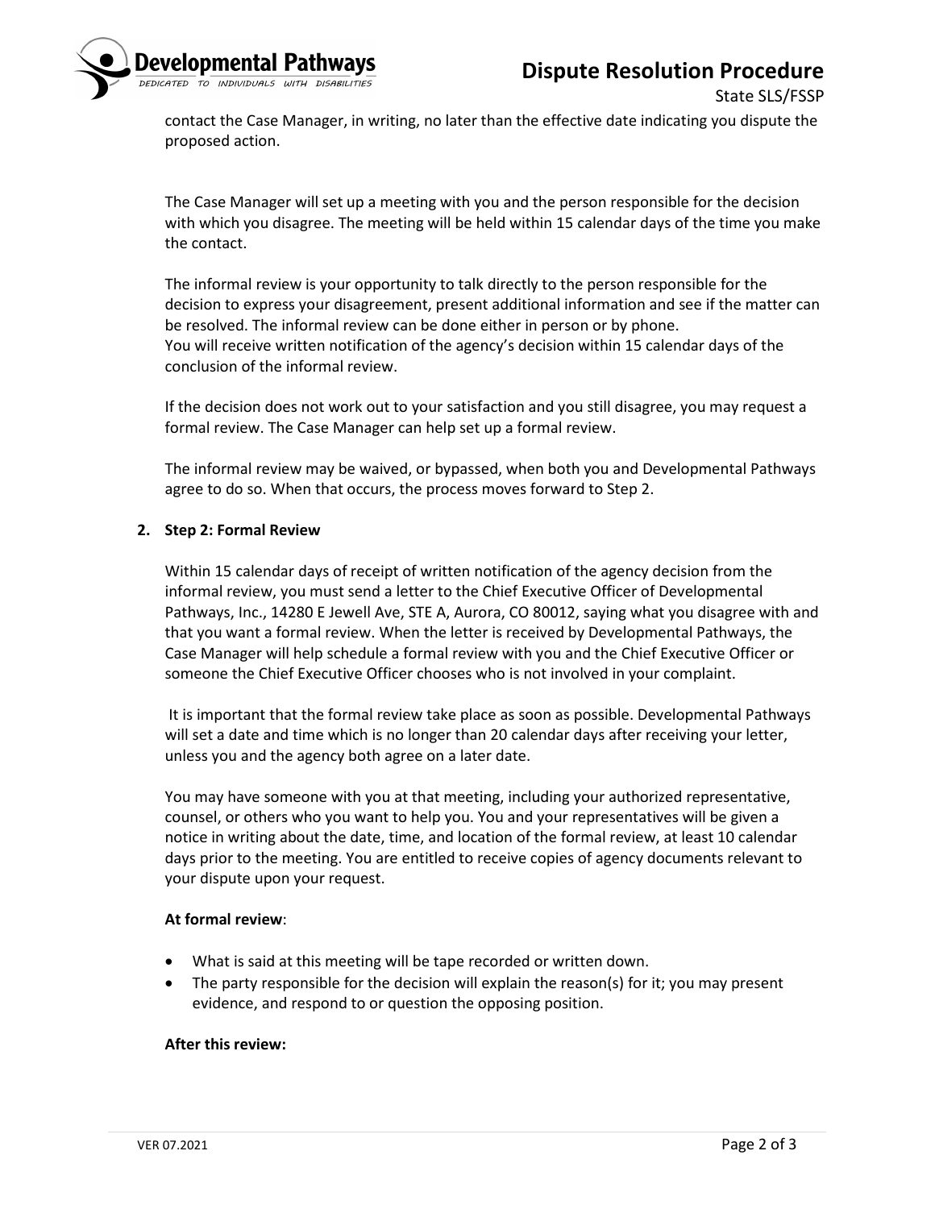contact the Case Manager, in writing, no later than the effective date indicating you dispute the proposed action.

The Case Manager will set up a meeting with you and the person responsible for the decision with which you disagree. The meeting will be held within 15 calendar days of the time you make the contact.

The informal review is your opportunity to talk directly to the person responsible for the decision to express your disagreement, present additional information and see if the matter can be resolved. The informal review can be done either in person or by phone.
You will receive written notification of the agency's decision within 15 calendar days of the conclusion of the informal review.

If the decision does not work out to your satisfaction and you still disagree, you may request a formal review. The Case Manager can help set up a formal review.

The informal review may be waived, or bypassed, when both you and Developmental Pathways agree to do so. When that occurs, the process moves forward to Step 2.

2. **Step 2: Formal Review**

Within 15 calendar days of receipt of written notification of the agency decision from the informal review, you must send a letter to the Chief Executive Officer of Developmental Pathways, Inc., 14280 E Jewell Ave, STE A, Aurora, CO 80012, saying what you disagree with and that you want a formal review. When the letter is received by Developmental Pathways, the Case Manager will help schedule a formal review with you and the Chief Executive Officer or someone the Chief Executive Officer chooses who is not involved in your complaint.

It is important that the formal review take place as soon as possible. Developmental Pathways will set a date and time which is no longer than 20 calendar days after receiving your letter, unless you and the agency both agree on a later date.

You may have someone with you at that meeting, including your authorized representative, counsel, or others who you want to help you. You and your representatives will be given a notice in writing about the date, time, and location of the formal review, at least 10 calendar days prior to the meeting. You are entitled to receive copies of agency documents relevant to your dispute upon your request.

**At formal review**:

- What is said at this meeting will be tape recorded or written down.
- The party responsible for the decision will explain the reason(s) for it; you may present evidence, and respond to or question the opposing position.

**After this review:**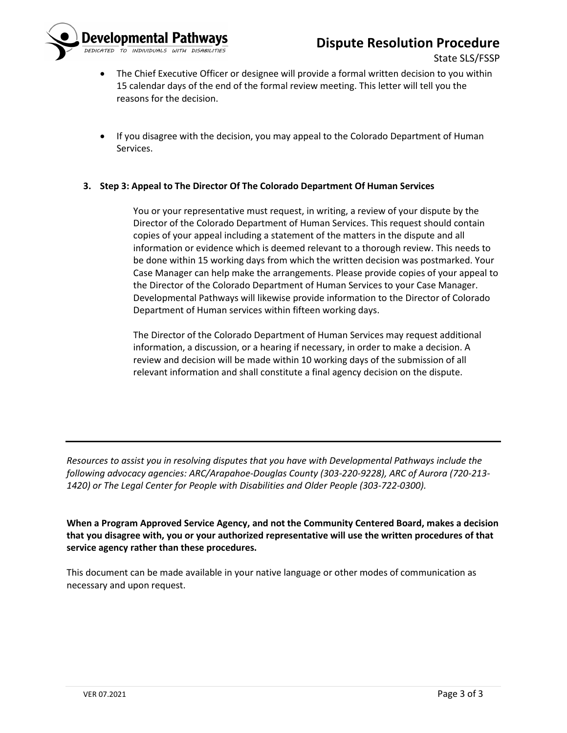- The Chief Executive Officer or designee will provide a formal written decision to you within 15 calendar days of the end of the formal review meeting. This letter will tell you the reasons for the decision.

- If you disagree with the decision, you may appeal to the Colorado Department of Human Services.

**3. Step 3: Appeal to The Director Of The Colorado Department Of Human Services**

You or your representative must request, in writing, a review of your dispute by the Director of the Colorado Department of Human Services. This request should contain copies of your appeal including a statement of the matters in the dispute and all information or evidence which is deemed relevant to a thorough review. This needs to be done within 15 working days from which the written decision was postmarked. Your Case Manager can help make the arrangements. Please provide copies of your appeal to the Director of the Colorado Department of Human Services to your Case Manager. Developmental Pathways will likewise provide information to the Director of Colorado Department of Human services within fifteen working days.

The Director of the Colorado Department of Human Services may request additional information, a discussion, or a hearing if necessary, in order to make a decision. A review and decision will be made within 10 working days of the submission of all relevant information and shall constitute a final agency decision on the dispute.

---

*Resources to assist you in resolving disputes that you have with Developmental Pathways include the following advocacy agencies: ARC/Arapahoe-Douglas County (303-220-9228), ARC of Aurora (720-213-1420) or The Legal Center for People with Disabilities and Older People (303-722-0300).*

**When a Program Approved Service Agency, and not the Community Centered Board, makes a decision that you disagree with, you or your authorized representative will use the written procedures of that service agency rather than these procedures.**

This document can be made available in your native language or other modes of communication as necessary and upon request.

VER 07.2021